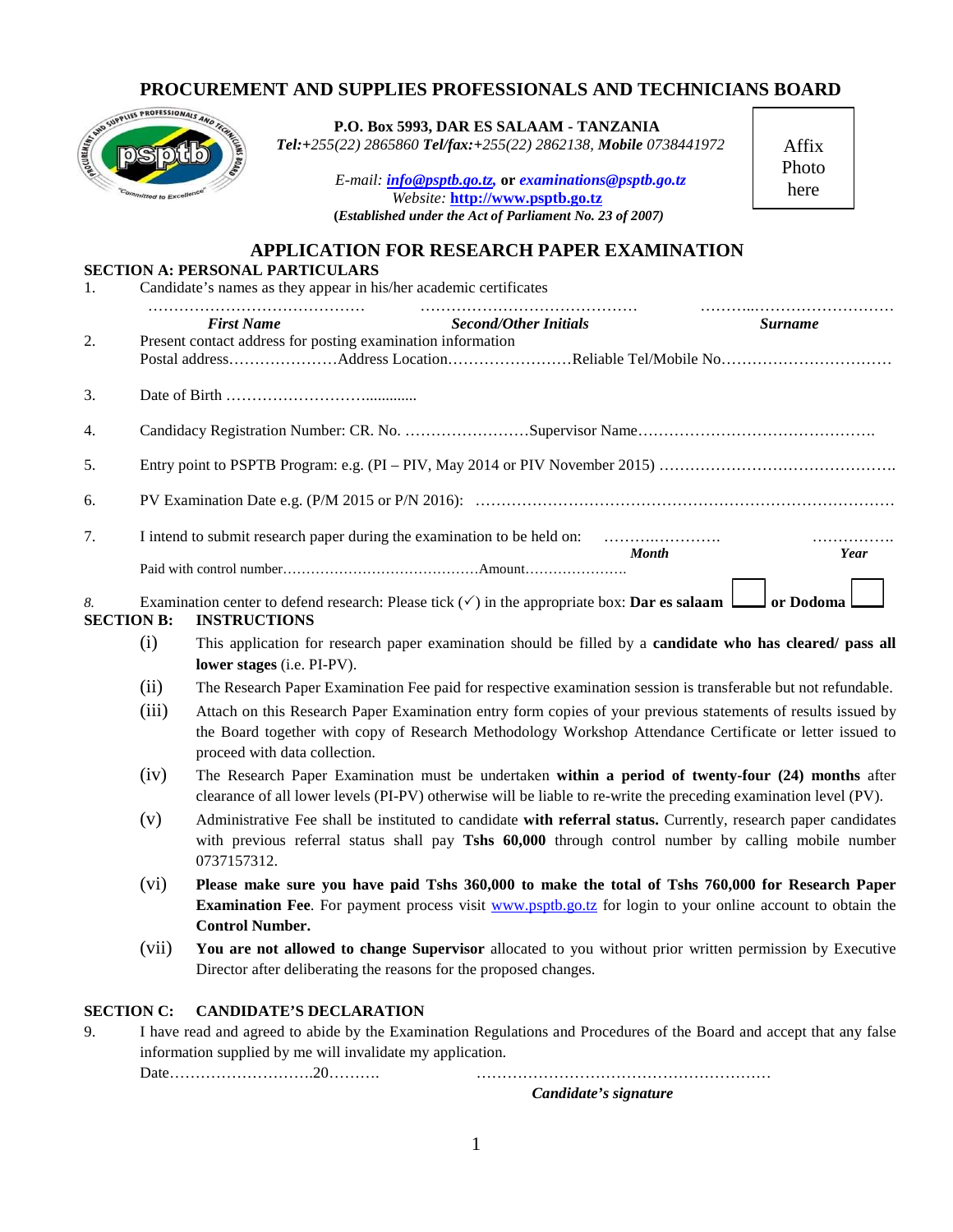# PROCUREMENT AND SUPPLIES PROFESSIONALS AND TECHNICIANS BOARD

**P.O. Box 5993, DAR ES SALAAM - TANZANIA**
***Tel:+255(22) 2865860 Tel/fax:+255(22) 2862138, Mobile** 0738441972*

*E-mail:* ***info@psptb.go.tz,*** **or** ***examinations@psptb.go.tz***
*Website:* **http://www.psptb.go.tz**
**(*Established under the Act of Parliament No. 23 of 2007)***

Affix Photo here

## APPLICATION FOR RESEARCH PAPER EXAMINATION

### SECTION A: PERSONAL PARTICULARS

1. Candidate's names as they appear in his/her academic certificates

   …………………………………… …………………………………… ………..………………………
   ***First Name*** ***Second/Other Initials*** ***Surname***

2. Present contact address for posting examination information
   Postal address…………………Address Location……………………Reliable Tel/Mobile No……………………………

3. Date of Birth ……………………….............

4. Candidacy Registration Number: CR. No. ……………………Supervisor Name……………………………………….

5. Entry point to PSPTB Program: e.g. (PI – PIV, May 2014 or PIV November 2015) ……………………………………….

6. PV Examination Date e.g. (P/M 2015 or P/N 2016): ……………………………………………………………………….

7. I intend to submit research paper during the examination to be held on: …………..………… …………….
   ***Month*** ***Year***
   Paid with control number……………………………………Amount………………….

8. Examination center to defend research: Please tick (✓) in the appropriate box: **Dar es salaam** ☐ **or Dodoma** ☐

### SECTION B: INSTRUCTIONS

(i) This application for research paper examination should be filled by a **candidate who has cleared/ pass all lower stages** (i.e. PI-PV).

(ii) The Research Paper Examination Fee paid for respective examination session is transferable but not refundable.

(iii) Attach on this Research Paper Examination entry form copies of your previous statements of results issued by the Board together with copy of Research Methodology Workshop Attendance Certificate or letter issued to proceed with data collection.

(iv) The Research Paper Examination must be undertaken **within a period of twenty-four (24) months** after clearance of all lower levels (PI-PV) otherwise will be liable to re-write the preceding examination level (PV).

(v) Administrative Fee shall be instituted to candidate **with referral status.** Currently, research paper candidates with previous referral status shall pay **Tshs 60,000** through control number by calling mobile number 0737157312.

(vi) **Please make sure you have paid Tshs 360,000 to make the total of Tshs 760,000 for Research Paper Examination Fee**. For payment process visit www.psptb.go.tz for login to your online account to obtain the **Control Number.**

(vii) **You are not allowed to change Supervisor** allocated to you without prior written permission by Executive Director after deliberating the reasons for the proposed changes.

### SECTION C: CANDIDATE'S DECLARATION

9. I have read and agreed to abide by the Examination Regulations and Procedures of the Board and accept that any false information supplied by me will invalidate my application.

   Date……………………….20………. …………………………………………………
   ***Candidate's signature***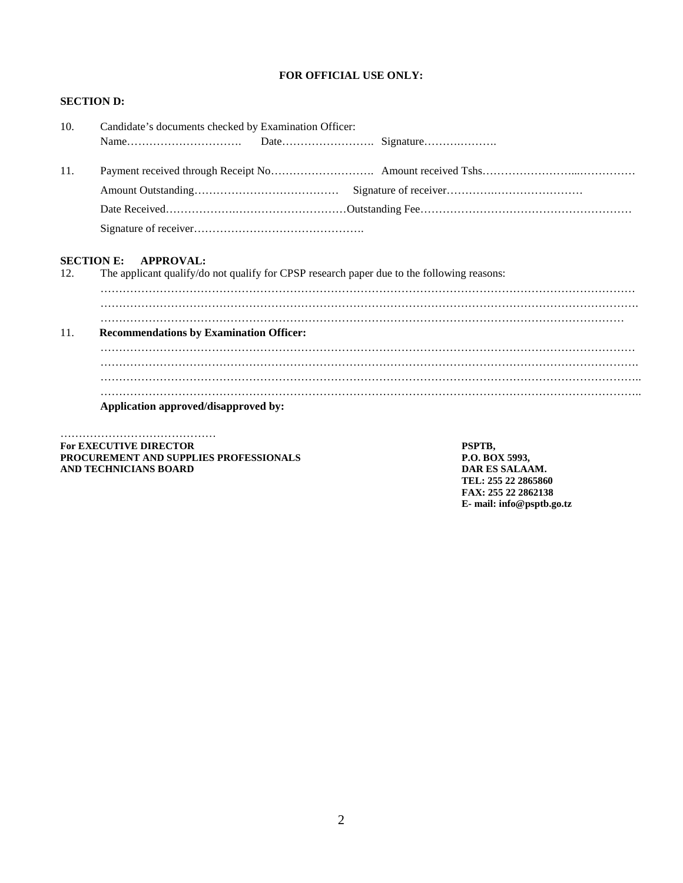**FOR OFFICIAL USE ONLY:**

**SECTION D:**

10. Candidate's documents checked by Examination Officer:
    Name…………………………. Date……………………. Signature……….……….

11. Payment received through Receipt No………………………. Amount received Tshs…………………...……………
    Amount Outstanding………………………………… Signature of receiver…………..……………………
    Date Received…………….…………………………Outstanding Fee…………………………………………………
    Signature of receiver……………………………………….

**SECTION E: APPROVAL:**

12. The applicant qualify/do not qualify for CPSP research paper due to the following reasons:
    ……………………………………………………………………………………………………………………………
    ……………………………………………………………………………………………………………………………
    …………………………………………………………………………………………………………………………

11. **Recommendations by Examination Officer:**
    ……………………………………………………………………………………………………………………………
    ……………………………………………………………………………………………………………………………
    …………………………………………………………………………………………………………………………….
    …………………………………………………………………………………………………………………………….

    **Application approved/disapproved by:**

……………………………………

**For EXECUTIVE DIRECTOR**
**PROCUREMENT AND SUPPLIES PROFESSIONALS**
**AND TECHNICIANS BOARD**

**PSPTB,**
**P.O. BOX 5993,**
**DAR ES SALAAM.**
**TEL: 255 22 2865860**
**FAX: 255 22 2862138**
**E- mail: info@psptb.go.tz**